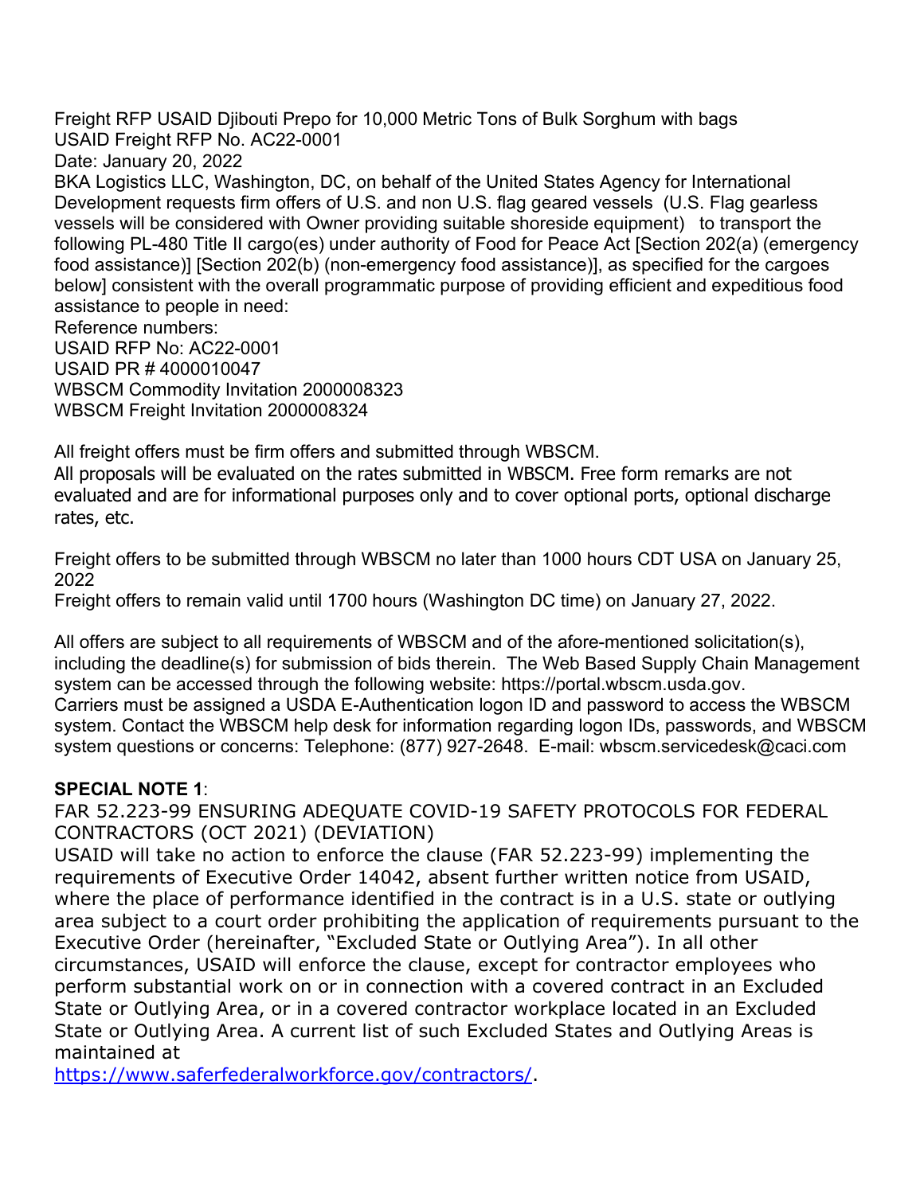Freight RFP USAID Djibouti Prepo for 10,000 Metric Tons of Bulk Sorghum with bags
USAID Freight RFP No. AC22-0001
Date: January 20, 2022

BKA Logistics LLC, Washington, DC, on behalf of the United States Agency for International Development requests firm offers of U.S. and non U.S. flag geared vessels (U.S. Flag gearless vessels will be considered with Owner providing suitable shoreside equipment) to transport the following PL-480 Title II cargo(es) under authority of Food for Peace Act [Section 202(a) (emergency food assistance)] [Section 202(b) (non-emergency food assistance)], as specified for the cargoes below] consistent with the overall programmatic purpose of providing efficient and expeditious food assistance to people in need:

Reference numbers:
USAID RFP No: AC22-0001
USAID PR # 4000010047
WBSCM Commodity Invitation 2000008323
WBSCM Freight Invitation 2000008324

All freight offers must be firm offers and submitted through WBSCM.
All proposals will be evaluated on the rates submitted in WBSCM. Free form remarks are not evaluated and are for informational purposes only and to cover optional ports, optional discharge rates, etc.

Freight offers to be submitted through WBSCM no later than 1000 hours CDT USA on January 25, 2022
Freight offers to remain valid until 1700 hours (Washington DC time) on January 27, 2022.

All offers are subject to all requirements of WBSCM and of the afore-mentioned solicitation(s), including the deadline(s) for submission of bids therein. The Web Based Supply Chain Management system can be accessed through the following website: https://portal.wbscm.usda.gov.
Carriers must be assigned a USDA E-Authentication logon ID and password to access the WBSCM system. Contact the WBSCM help desk for information regarding logon IDs, passwords, and WBSCM system questions or concerns: Telephone: (877) 927-2648. E-mail: wbscm.servicedesk@caci.com

**SPECIAL NOTE 1**:

FAR 52.223-99 ENSURING ADEQUATE COVID-19 SAFETY PROTOCOLS FOR FEDERAL CONTRACTORS (OCT 2021) (DEVIATION)

USAID will take no action to enforce the clause (FAR 52.223-99) implementing the requirements of Executive Order 14042, absent further written notice from USAID, where the place of performance identified in the contract is in a U.S. state or outlying area subject to a court order prohibiting the application of requirements pursuant to the Executive Order (hereinafter, "Excluded State or Outlying Area"). In all other circumstances, USAID will enforce the clause, except for contractor employees who perform substantial work on or in connection with a covered contract in an Excluded State or Outlying Area, or in a covered contractor workplace located in an Excluded State or Outlying Area. A current list of such Excluded States and Outlying Areas is maintained at
https://www.saferfederalworkforce.gov/contractors/.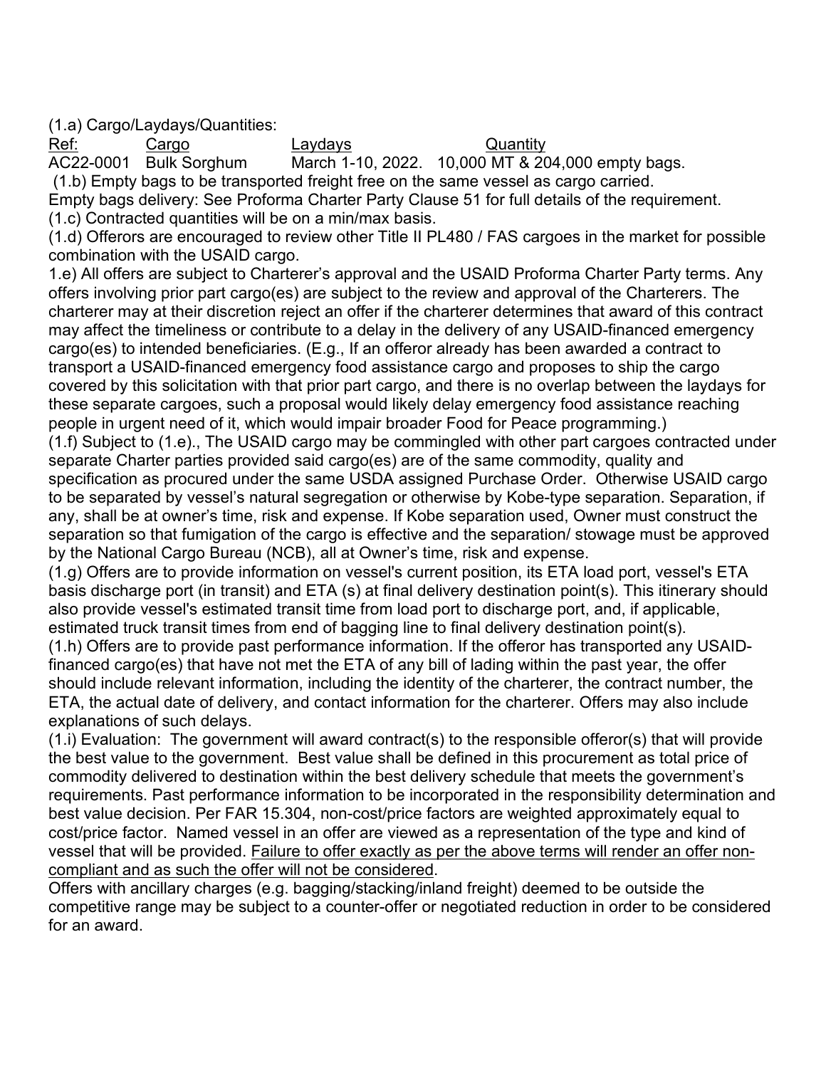(1.a) Cargo/Laydays/Quantities:

| Ref: | Cargo | Laydays | Quantity |
| --- | --- | --- | --- |
| AC22-0001 | Bulk Sorghum | March 1-10, 2022. | 10,000 MT & 204,000 empty bags. |

(1.b) Empty bags to be transported freight free on the same vessel as cargo carried.

Empty bags delivery: See Proforma Charter Party Clause 51 for full details of the requirement.

(1.c) Contracted quantities will be on a min/max basis.

(1.d) Offerors are encouraged to review other Title II PL480 / FAS cargoes in the market for possible combination with the USAID cargo.

1.e) All offers are subject to Charterer's approval and the USAID Proforma Charter Party terms. Any offers involving prior part cargo(es) are subject to the review and approval of the Charterers. The charterer may at their discretion reject an offer if the charterer determines that award of this contract may affect the timeliness or contribute to a delay in the delivery of any USAID-financed emergency cargo(es) to intended beneficiaries. (E.g., If an offeror already has been awarded a contract to transport a USAID-financed emergency food assistance cargo and proposes to ship the cargo covered by this solicitation with that prior part cargo, and there is no overlap between the laydays for these separate cargoes, such a proposal would likely delay emergency food assistance reaching people in urgent need of it, which would impair broader Food for Peace programming.)

(1.f) Subject to (1.e)., The USAID cargo may be commingled with other part cargoes contracted under separate Charter parties provided said cargo(es) are of the same commodity, quality and specification as procured under the same USDA assigned Purchase Order. Otherwise USAID cargo to be separated by vessel's natural segregation or otherwise by Kobe-type separation. Separation, if any, shall be at owner's time, risk and expense. If Kobe separation used, Owner must construct the separation so that fumigation of the cargo is effective and the separation/ stowage must be approved by the National Cargo Bureau (NCB), all at Owner's time, risk and expense.

(1.g) Offers are to provide information on vessel's current position, its ETA load port, vessel's ETA basis discharge port (in transit) and ETA (s) at final delivery destination point(s). This itinerary should also provide vessel's estimated transit time from load port to discharge port, and, if applicable, estimated truck transit times from end of bagging line to final delivery destination point(s).

(1.h) Offers are to provide past performance information. If the offeror has transported any USAID-financed cargo(es) that have not met the ETA of any bill of lading within the past year, the offer should include relevant information, including the identity of the charterer, the contract number, the ETA, the actual date of delivery, and contact information for the charterer. Offers may also include explanations of such delays.

(1.i) Evaluation: The government will award contract(s) to the responsible offeror(s) that will provide the best value to the government. Best value shall be defined in this procurement as total price of commodity delivered to destination within the best delivery schedule that meets the government's requirements. Past performance information to be incorporated in the responsibility determination and best value decision. Per FAR 15.304, non-cost/price factors are weighted approximately equal to cost/price factor. Named vessel in an offer are viewed as a representation of the type and kind of vessel that will be provided. Failure to offer exactly as per the above terms will render an offer non-compliant and as such the offer will not be considered.

Offers with ancillary charges (e.g. bagging/stacking/inland freight) deemed to be outside the competitive range may be subject to a counter-offer or negotiated reduction in order to be considered for an award.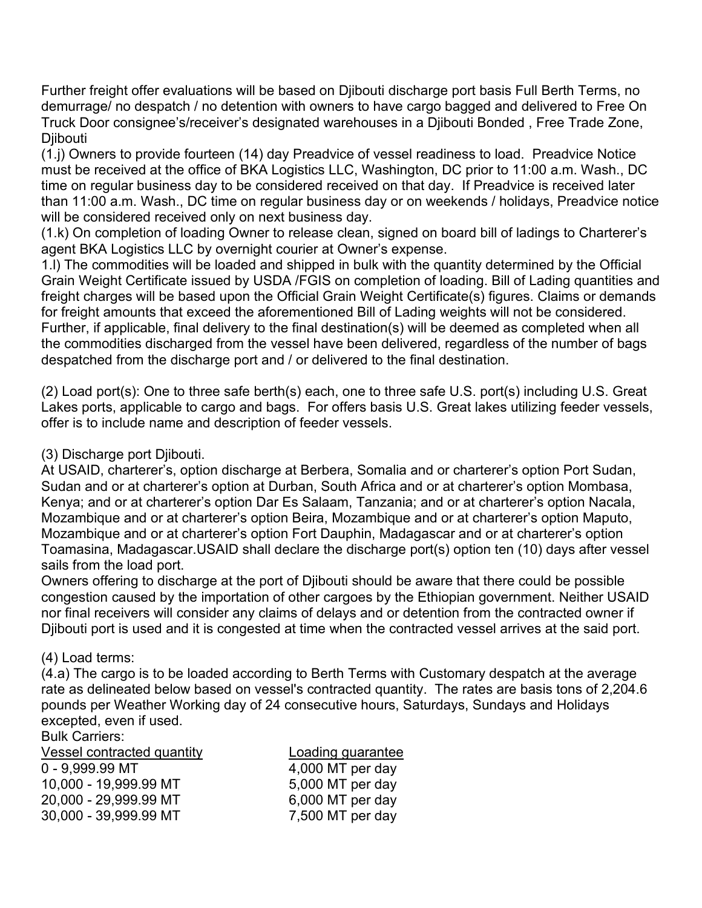Further freight offer evaluations will be based on Djibouti discharge port basis Full Berth Terms, no demurrage/ no despatch / no detention with owners to have cargo bagged and delivered to Free On Truck Door consignee's/receiver's designated warehouses in a Djibouti Bonded , Free Trade Zone, Djibouti

(1.j) Owners to provide fourteen (14) day Preadvice of vessel readiness to load. Preadvice Notice must be received at the office of BKA Logistics LLC, Washington, DC prior to 11:00 a.m. Wash., DC time on regular business day to be considered received on that day. If Preadvice is received later than 11:00 a.m. Wash., DC time on regular business day or on weekends / holidays, Preadvice notice will be considered received only on next business day.

(1.k) On completion of loading Owner to release clean, signed on board bill of ladings to Charterer's agent BKA Logistics LLC by overnight courier at Owner's expense.

1.l) The commodities will be loaded and shipped in bulk with the quantity determined by the Official Grain Weight Certificate issued by USDA /FGIS on completion of loading. Bill of Lading quantities and freight charges will be based upon the Official Grain Weight Certificate(s) figures. Claims or demands for freight amounts that exceed the aforementioned Bill of Lading weights will not be considered. Further, if applicable, final delivery to the final destination(s) will be deemed as completed when all the commodities discharged from the vessel have been delivered, regardless of the number of bags despatched from the discharge port and / or delivered to the final destination.

(2) Load port(s): One to three safe berth(s) each, one to three safe U.S. port(s) including U.S. Great Lakes ports, applicable to cargo and bags. For offers basis U.S. Great lakes utilizing feeder vessels, offer is to include name and description of feeder vessels.

(3) Discharge port Djibouti.

At USAID, charterer's, option discharge at Berbera, Somalia and or charterer's option Port Sudan, Sudan and or at charterer's option at Durban, South Africa and or at charterer's option Mombasa, Kenya; and or at charterer's option Dar Es Salaam, Tanzania; and or at charterer's option Nacala, Mozambique and or at charterer's option Beira, Mozambique and or at charterer's option Maputo, Mozambique and or at charterer's option Fort Dauphin, Madagascar and or at charterer's option Toamasina, Madagascar.USAID shall declare the discharge port(s) option ten (10) days after vessel sails from the load port.

Owners offering to discharge at the port of Djibouti should be aware that there could be possible congestion caused by the importation of other cargoes by the Ethiopian government. Neither USAID nor final receivers will consider any claims of delays and or detention from the contracted owner if Djibouti port is used and it is congested at time when the contracted vessel arrives at the said port.

(4) Load terms:

(4.a) The cargo is to be loaded according to Berth Terms with Customary despatch at the average rate as delineated below based on vessel's contracted quantity. The rates are basis tons of 2,204.6 pounds per Weather Working day of 24 consecutive hours, Saturdays, Sundays and Holidays excepted, even if used.

Bulk Carriers:

| Vessel contracted quantity | Loading guarantee |
|---|---|
| 0 - 9,999.99 MT | 4,000 MT per day |
| 10,000 - 19,999.99 MT | 5,000 MT per day |
| 20,000 - 29,999.99 MT | 6,000 MT per day |
| 30,000 - 39,999.99 MT | 7,500 MT per day |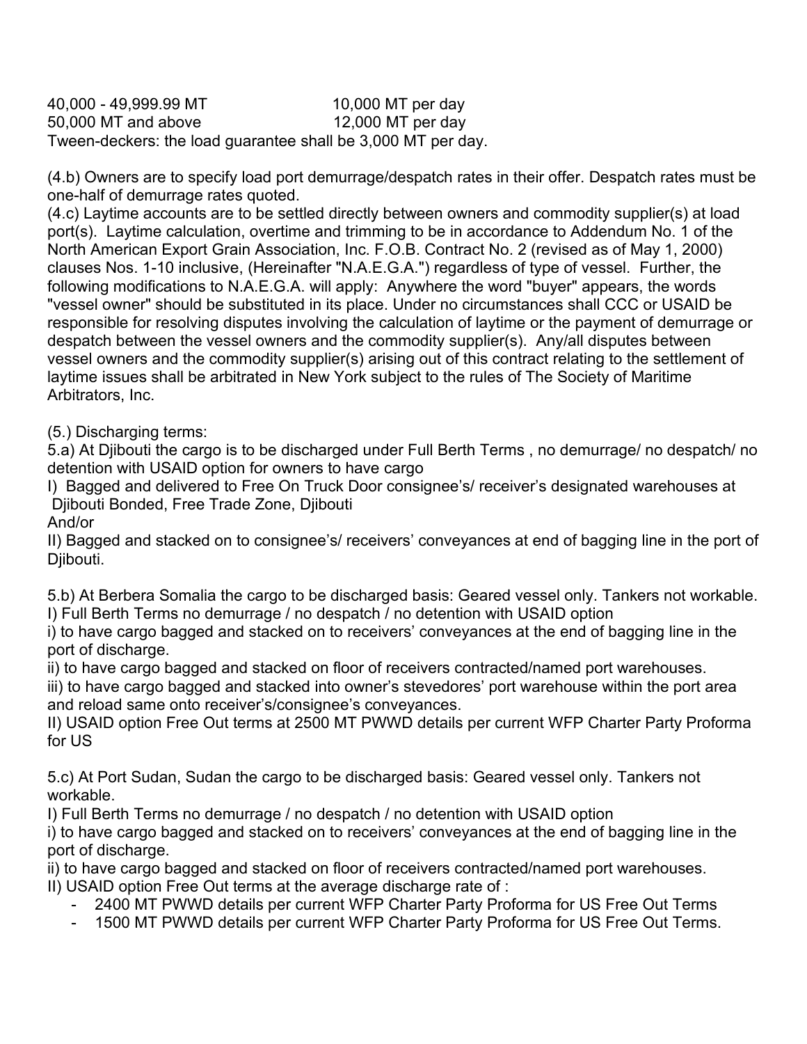| | |
|---|---|
| 40,000 - 49,999.99 MT | 10,000 MT per day |
| 50,000 MT and above | 12,000 MT per day |

Tween-deckers: the load guarantee shall be 3,000 MT per day.

(4.b) Owners are to specify load port demurrage/despatch rates in their offer. Despatch rates must be one-half of demurrage rates quoted.

(4.c) Laytime accounts are to be settled directly between owners and commodity supplier(s) at load port(s). Laytime calculation, overtime and trimming to be in accordance to Addendum No. 1 of the North American Export Grain Association, Inc. F.O.B. Contract No. 2 (revised as of May 1, 2000) clauses Nos. 1-10 inclusive, (Hereinafter "N.A.E.G.A.") regardless of type of vessel. Further, the following modifications to N.A.E.G.A. will apply: Anywhere the word "buyer" appears, the words "vessel owner" should be substituted in its place. Under no circumstances shall CCC or USAID be responsible for resolving disputes involving the calculation of laytime or the payment of demurrage or despatch between the vessel owners and the commodity supplier(s). Any/all disputes between vessel owners and the commodity supplier(s) arising out of this contract relating to the settlement of laytime issues shall be arbitrated in New York subject to the rules of The Society of Maritime Arbitrators, Inc.

(5.) Discharging terms:

5.a) At Djibouti the cargo is to be discharged under Full Berth Terms , no demurrage/ no despatch/ no detention with USAID option for owners to have cargo

I) Bagged and delivered to Free On Truck Door consignee's/ receiver's designated warehouses at Djibouti Bonded, Free Trade Zone, Djibouti

And/or

II) Bagged and stacked on to consignee's/ receivers' conveyances at end of bagging line in the port of Djibouti.

5.b) At Berbera Somalia the cargo to be discharged basis: Geared vessel only. Tankers not workable.

I) Full Berth Terms no demurrage / no despatch / no detention with USAID option

i) to have cargo bagged and stacked on to receivers' conveyances at the end of bagging line in the port of discharge.

ii) to have cargo bagged and stacked on floor of receivers contracted/named port warehouses.

iii) to have cargo bagged and stacked into owner's stevedores' port warehouse within the port area and reload same onto receiver's/consignee's conveyances.

II) USAID option Free Out terms at 2500 MT PWWD details per current WFP Charter Party Proforma for US

5.c) At Port Sudan, Sudan the cargo to be discharged basis: Geared vessel only. Tankers not workable.

I) Full Berth Terms no demurrage / no despatch / no detention with USAID option

i) to have cargo bagged and stacked on to receivers' conveyances at the end of bagging line in the port of discharge.

ii) to have cargo bagged and stacked on floor of receivers contracted/named port warehouses.

II) USAID option Free Out terms at the average discharge rate of :

- 2400 MT PWWD details per current WFP Charter Party Proforma for US Free Out Terms
- 1500 MT PWWD details per current WFP Charter Party Proforma for US Free Out Terms.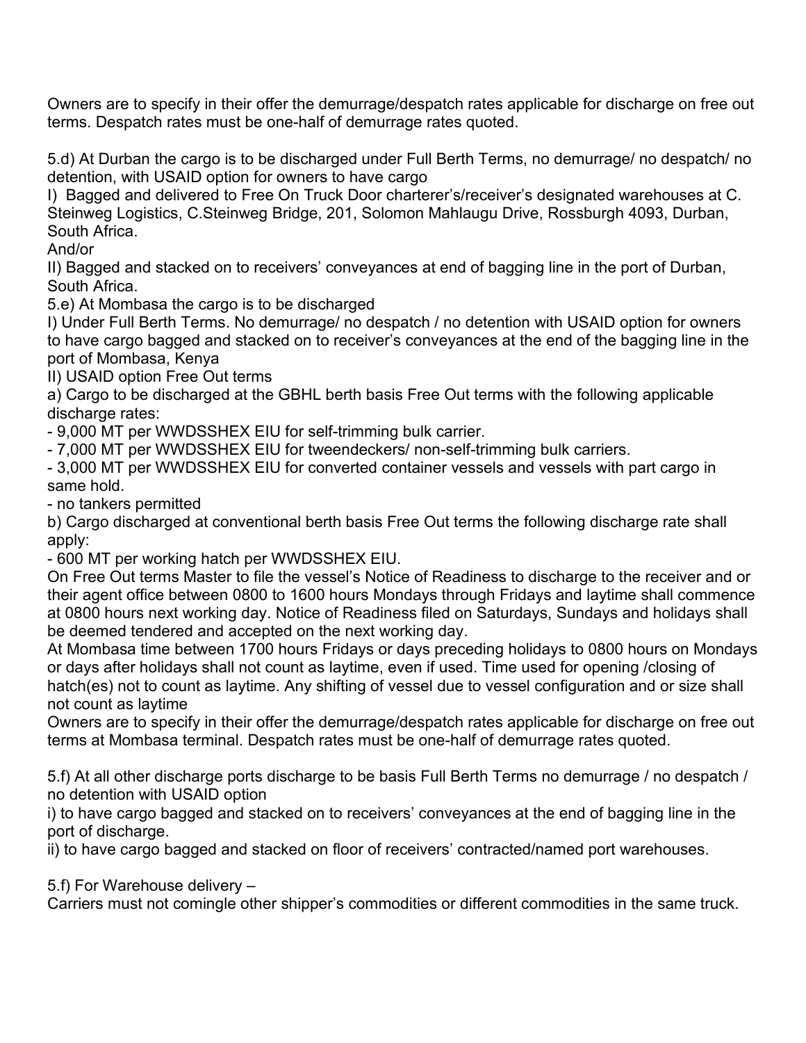Owners are to specify in their offer the demurrage/despatch rates applicable for discharge on free out terms. Despatch rates must be one-half of demurrage rates quoted.

5.d) At Durban the cargo is to be discharged under Full Berth Terms, no demurrage/ no despatch/ no detention, with USAID option for owners to have cargo

I) Bagged and delivered to Free On Truck Door charterer's/receiver's designated warehouses at C. Steinweg Logistics, C.Steinweg Bridge, 201, Solomon Mahlaugu Drive, Rossburgh 4093, Durban, South Africa.

And/or

II) Bagged and stacked on to receivers' conveyances at end of bagging line in the port of Durban, South Africa.

5.e) At Mombasa the cargo is to be discharged

I) Under Full Berth Terms. No demurrage/ no despatch / no detention with USAID option for owners to have cargo bagged and stacked on to receiver's conveyances at the end of the bagging line in the port of Mombasa, Kenya

II) USAID option Free Out terms

a) Cargo to be discharged at the GBHL berth basis Free Out terms with the following applicable discharge rates:

- 9,000 MT per WWDSSHEX EIU for self-trimming bulk carrier.
- 7,000 MT per WWDSSHEX EIU for tweendeckers/ non-self-trimming bulk carriers.
- 3,000 MT per WWDSSHEX EIU for converted container vessels and vessels with part cargo in same hold.
- no tankers permitted

b) Cargo discharged at conventional berth basis Free Out terms the following discharge rate shall apply:

- 600 MT per working hatch per WWDSSHEX EIU.

On Free Out terms Master to file the vessel's Notice of Readiness to discharge to the receiver and or their agent office between 0800 to 1600 hours Mondays through Fridays and laytime shall commence at 0800 hours next working day. Notice of Readiness filed on Saturdays, Sundays and holidays shall be deemed tendered and accepted on the next working day.

At Mombasa time between 1700 hours Fridays or days preceding holidays to 0800 hours on Mondays or days after holidays shall not count as laytime, even if used. Time used for opening /closing of hatch(es) not to count as laytime. Any shifting of vessel due to vessel configuration and or size shall not count as laytime

Owners are to specify in their offer the demurrage/despatch rates applicable for discharge on free out terms at Mombasa terminal. Despatch rates must be one-half of demurrage rates quoted.

5.f) At all other discharge ports discharge to be basis Full Berth Terms no demurrage / no despatch / no detention with USAID option

i) to have cargo bagged and stacked on to receivers' conveyances at the end of bagging line in the port of discharge.

ii) to have cargo bagged and stacked on floor of receivers' contracted/named port warehouses.

5.f) For Warehouse delivery –

Carriers must not comingle other shipper's commodities or different commodities in the same truck.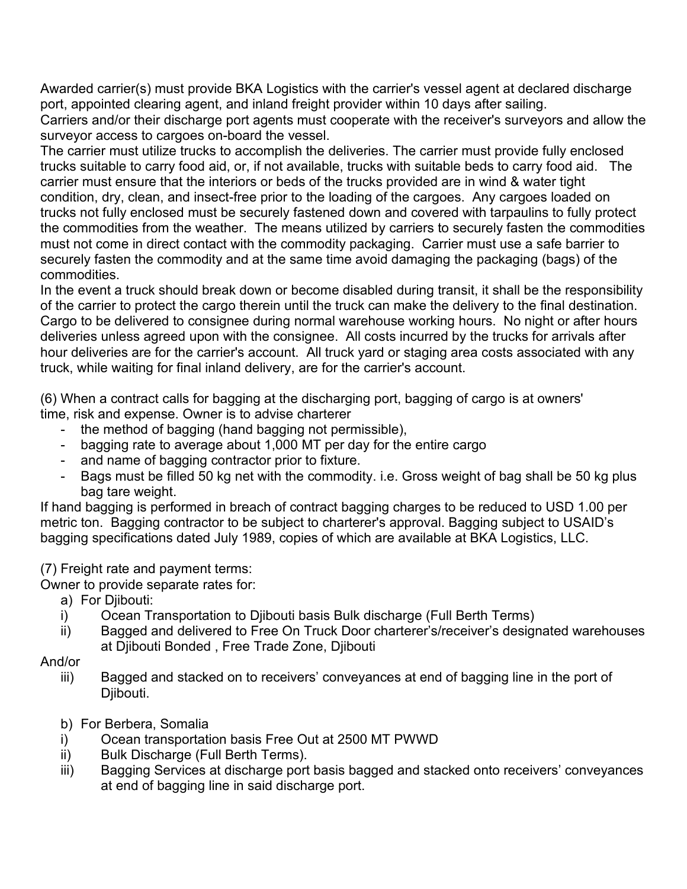Awarded carrier(s) must provide BKA Logistics with the carrier's vessel agent at declared discharge port, appointed clearing agent, and inland freight provider within 10 days after sailing.
Carriers and/or their discharge port agents must cooperate with the receiver's surveyors and allow the surveyor access to cargoes on-board the vessel.
The carrier must utilize trucks to accomplish the deliveries. The carrier must provide fully enclosed trucks suitable to carry food aid, or, if not available, trucks with suitable beds to carry food aid. The carrier must ensure that the interiors or beds of the trucks provided are in wind & water tight condition, dry, clean, and insect-free prior to the loading of the cargoes. Any cargoes loaded on trucks not fully enclosed must be securely fastened down and covered with tarpaulins to fully protect the commodities from the weather. The means utilized by carriers to securely fasten the commodities must not come in direct contact with the commodity packaging. Carrier must use a safe barrier to securely fasten the commodity and at the same time avoid damaging the packaging (bags) of the commodities.
In the event a truck should break down or become disabled during transit, it shall be the responsibility of the carrier to protect the cargo therein until the truck can make the delivery to the final destination. Cargo to be delivered to consignee during normal warehouse working hours. No night or after hours deliveries unless agreed upon with the consignee. All costs incurred by the trucks for arrivals after hour deliveries are for the carrier's account. All truck yard or staging area costs associated with any truck, while waiting for final inland delivery, are for the carrier's account.

(6) When a contract calls for bagging at the discharging port, bagging of cargo is at owners' time, risk and expense. Owner is to advise charterer

- the method of bagging (hand bagging not permissible),
- bagging rate to average about 1,000 MT per day for the entire cargo
- and name of bagging contractor prior to fixture.
- Bags must be filled 50 kg net with the commodity. i.e. Gross weight of bag shall be 50 kg plus bag tare weight.

If hand bagging is performed in breach of contract bagging charges to be reduced to USD 1.00 per metric ton. Bagging contractor to be subject to charterer's approval. Bagging subject to USAID's bagging specifications dated July 1989, copies of which are available at BKA Logistics, LLC.

(7) Freight rate and payment terms:
Owner to provide separate rates for:

a) For Djibouti:

i) Ocean Transportation to Djibouti basis Bulk discharge (Full Berth Terms)
ii) Bagged and delivered to Free On Truck Door charterer's/receiver's designated warehouses at Djibouti Bonded , Free Trade Zone, Djibouti

And/or

iii) Bagged and stacked on to receivers' conveyances at end of bagging line in the port of Djibouti.

b) For Berbera, Somalia

i) Ocean transportation basis Free Out at 2500 MT PWWD
ii) Bulk Discharge (Full Berth Terms).
iii) Bagging Services at discharge port basis bagged and stacked onto receivers' conveyances at end of bagging line in said discharge port.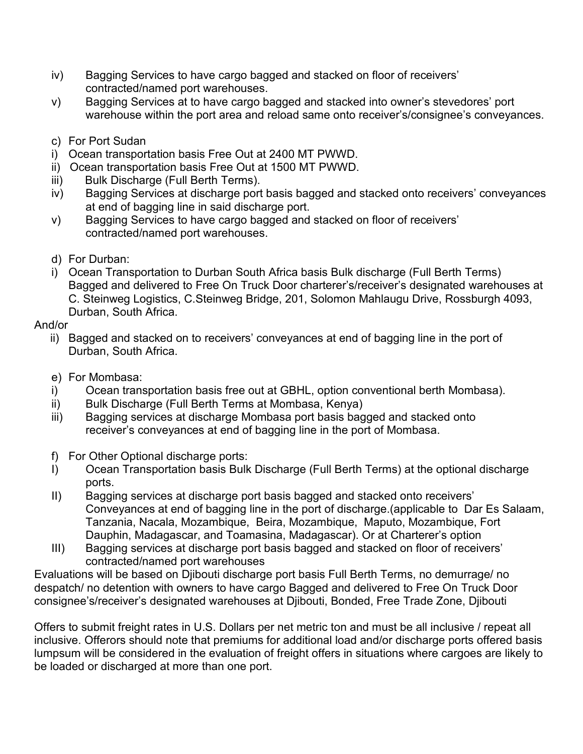iv) Bagging Services to have cargo bagged and stacked on floor of receivers' contracted/named port warehouses.

v) Bagging Services at to have cargo bagged and stacked into owner's stevedores' port warehouse within the port area and reload same onto receiver's/consignee's conveyances.

c) For Port Sudan

i) Ocean transportation basis Free Out at 2400 MT PWWD.

ii) Ocean transportation basis Free Out at 1500 MT PWWD.

iii) Bulk Discharge (Full Berth Terms).

iv) Bagging Services at discharge port basis bagged and stacked onto receivers' conveyances at end of bagging line in said discharge port.

v) Bagging Services to have cargo bagged and stacked on floor of receivers' contracted/named port warehouses.

d) For Durban:

i) Ocean Transportation to Durban South Africa basis Bulk discharge (Full Berth Terms) Bagged and delivered to Free On Truck Door charterer's/receiver's designated warehouses at C. Steinweg Logistics, C.Steinweg Bridge, 201, Solomon Mahlaugu Drive, Rossburgh 4093, Durban, South Africa.

And/or

ii) Bagged and stacked on to receivers' conveyances at end of bagging line in the port of Durban, South Africa.

e) For Mombasa:

i) Ocean transportation basis free out at GBHL, option conventional berth Mombasa).

ii) Bulk Discharge (Full Berth Terms at Mombasa, Kenya)

iii) Bagging services at discharge Mombasa port basis bagged and stacked onto receiver's conveyances at end of bagging line in the port of Mombasa.

f) For Other Optional discharge ports:

I) Ocean Transportation basis Bulk Discharge (Full Berth Terms) at the optional discharge ports.

II) Bagging services at discharge port basis bagged and stacked onto receivers' Conveyances at end of bagging line in the port of discharge.(applicable to Dar Es Salaam, Tanzania, Nacala, Mozambique, Beira, Mozambique, Maputo, Mozambique, Fort Dauphin, Madagascar, and Toamasina, Madagascar). Or at Charterer's option

III) Bagging services at discharge port basis bagged and stacked on floor of receivers' contracted/named port warehouses

Evaluations will be based on Djibouti discharge port basis Full Berth Terms, no demurrage/ no despatch/ no detention with owners to have cargo Bagged and delivered to Free On Truck Door consignee's/receiver's designated warehouses at Djibouti, Bonded, Free Trade Zone, Djibouti

Offers to submit freight rates in U.S. Dollars per net metric ton and must be all inclusive / repeat all inclusive. Offerors should note that premiums for additional load and/or discharge ports offered basis lumpsum will be considered in the evaluation of freight offers in situations where cargoes are likely to be loaded or discharged at more than one port.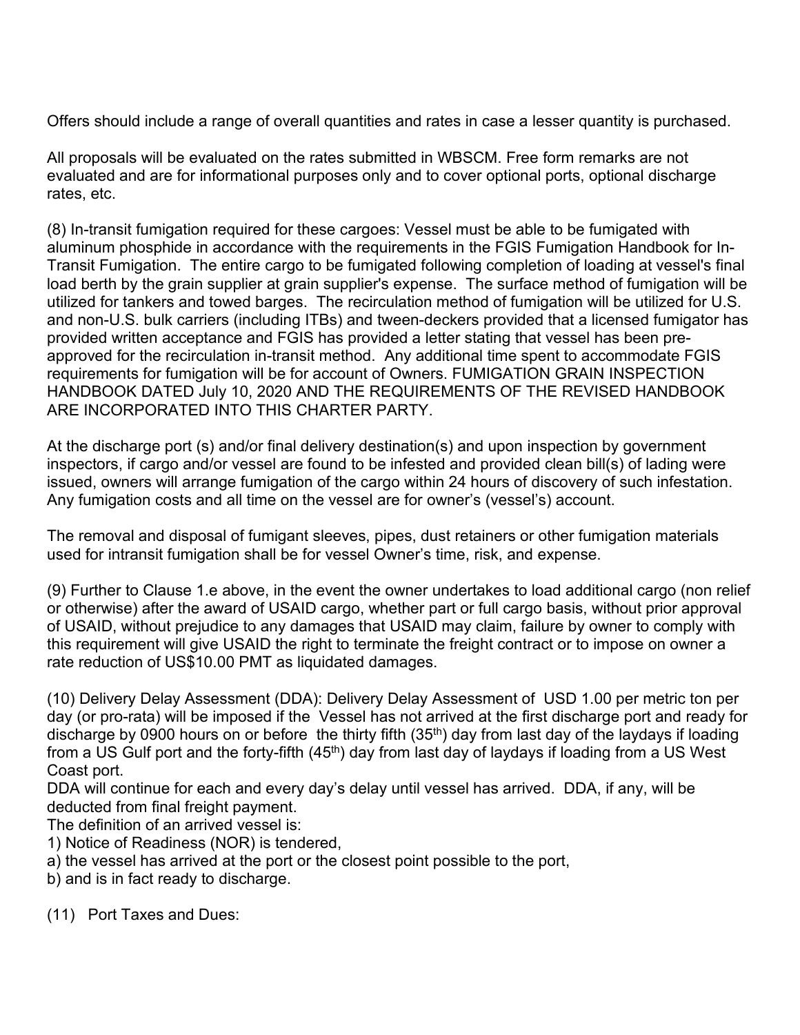Offers should include a range of overall quantities and rates in case a lesser quantity is purchased.

All proposals will be evaluated on the rates submitted in WBSCM. Free form remarks are not evaluated and are for informational purposes only and to cover optional ports, optional discharge rates, etc.

(8) In-transit fumigation required for these cargoes: Vessel must be able to be fumigated with aluminum phosphide in accordance with the requirements in the FGIS Fumigation Handbook for In-Transit Fumigation. The entire cargo to be fumigated following completion of loading at vessel's final load berth by the grain supplier at grain supplier's expense. The surface method of fumigation will be utilized for tankers and towed barges. The recirculation method of fumigation will be utilized for U.S. and non-U.S. bulk carriers (including ITBs) and tween-deckers provided that a licensed fumigator has provided written acceptance and FGIS has provided a letter stating that vessel has been pre-approved for the recirculation in-transit method. Any additional time spent to accommodate FGIS requirements for fumigation will be for account of Owners. FUMIGATION GRAIN INSPECTION HANDBOOK DATED July 10, 2020 AND THE REQUIREMENTS OF THE REVISED HANDBOOK ARE INCORPORATED INTO THIS CHARTER PARTY.

At the discharge port (s) and/or final delivery destination(s) and upon inspection by government inspectors, if cargo and/or vessel are found to be infested and provided clean bill(s) of lading were issued, owners will arrange fumigation of the cargo within 24 hours of discovery of such infestation. Any fumigation costs and all time on the vessel are for owner's (vessel's) account.

The removal and disposal of fumigant sleeves, pipes, dust retainers or other fumigation materials used for intransit fumigation shall be for vessel Owner's time, risk, and expense.

(9) Further to Clause 1.e above, in the event the owner undertakes to load additional cargo (non relief or otherwise) after the award of USAID cargo, whether part or full cargo basis, without prior approval of USAID, without prejudice to any damages that USAID may claim, failure by owner to comply with this requirement will give USAID the right to terminate the freight contract or to impose on owner a rate reduction of US$10.00 PMT as liquidated damages.

(10) Delivery Delay Assessment (DDA): Delivery Delay Assessment of USD 1.00 per metric ton per day (or pro-rata) will be imposed if the Vessel has not arrived at the first discharge port and ready for discharge by 0900 hours on or before the thirty fifth (35th) day from last day of the laydays if loading from a US Gulf port and the forty-fifth (45th) day from last day of laydays if loading from a US West Coast port.
DDA will continue for each and every day's delay until vessel has arrived. DDA, if any, will be deducted from final freight payment.
The definition of an arrived vessel is:
1) Notice of Readiness (NOR) is tendered,
a) the vessel has arrived at the port or the closest point possible to the port,
b) and is in fact ready to discharge.

(11) Port Taxes and Dues: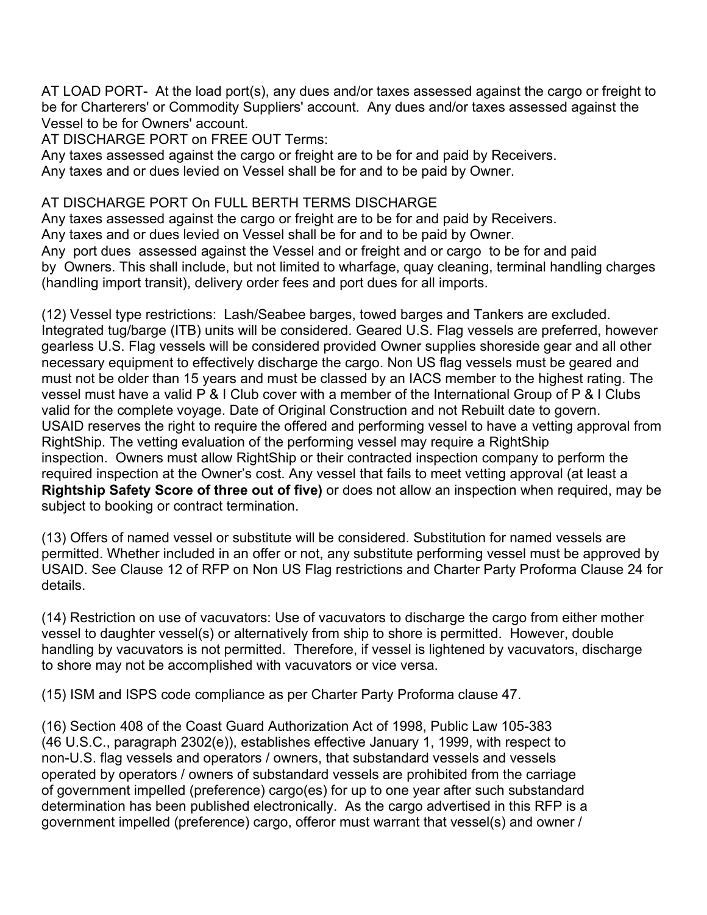AT LOAD PORT- At the load port(s), any dues and/or taxes assessed against the cargo or freight to be for Charterers' or Commodity Suppliers' account. Any dues and/or taxes assessed against the Vessel to be for Owners' account.

AT DISCHARGE PORT on FREE OUT Terms:

Any taxes assessed against the cargo or freight are to be for and paid by Receivers.

Any taxes and or dues levied on Vessel shall be for and to be paid by Owner.

AT DISCHARGE PORT On FULL BERTH TERMS DISCHARGE

Any taxes assessed against the cargo or freight are to be for and paid by Receivers.

Any taxes and or dues levied on Vessel shall be for and to be paid by Owner.

Any port dues assessed against the Vessel and or freight and or cargo to be for and paid by Owners. This shall include, but not limited to wharfage, quay cleaning, terminal handling charges (handling import transit), delivery order fees and port dues for all imports.

(12) Vessel type restrictions: Lash/Seabee barges, towed barges and Tankers are excluded. Integrated tug/barge (ITB) units will be considered. Geared U.S. Flag vessels are preferred, however gearless U.S. Flag vessels will be considered provided Owner supplies shoreside gear and all other necessary equipment to effectively discharge the cargo. Non US flag vessels must be geared and must not be older than 15 years and must be classed by an IACS member to the highest rating. The vessel must have a valid P & I Club cover with a member of the International Group of P & I Clubs valid for the complete voyage. Date of Original Construction and not Rebuilt date to govern. USAID reserves the right to require the offered and performing vessel to have a vetting approval from RightShip. The vetting evaluation of the performing vessel may require a RightShip inspection. Owners must allow RightShip or their contracted inspection company to perform the required inspection at the Owner's cost. Any vessel that fails to meet vetting approval (at least a **Rightship Safety Score of three out of five)** or does not allow an inspection when required, may be subject to booking or contract termination.

(13) Offers of named vessel or substitute will be considered. Substitution for named vessels are permitted. Whether included in an offer or not, any substitute performing vessel must be approved by USAID. See Clause 12 of RFP on Non US Flag restrictions and Charter Party Proforma Clause 24 for details.

(14) Restriction on use of vacuvators: Use of vacuvators to discharge the cargo from either mother vessel to daughter vessel(s) or alternatively from ship to shore is permitted. However, double handling by vacuvators is not permitted. Therefore, if vessel is lightened by vacuvators, discharge to shore may not be accomplished with vacuvators or vice versa.

(15) ISM and ISPS code compliance as per Charter Party Proforma clause 47.

(16) Section 408 of the Coast Guard Authorization Act of 1998, Public Law 105-383 (46 U.S.C., paragraph 2302(e)), establishes effective January 1, 1999, with respect to non-U.S. flag vessels and operators / owners, that substandard vessels and vessels operated by operators / owners of substandard vessels are prohibited from the carriage of government impelled (preference) cargo(es) for up to one year after such substandard determination has been published electronically. As the cargo advertised in this RFP is a government impelled (preference) cargo, offeror must warrant that vessel(s) and owner /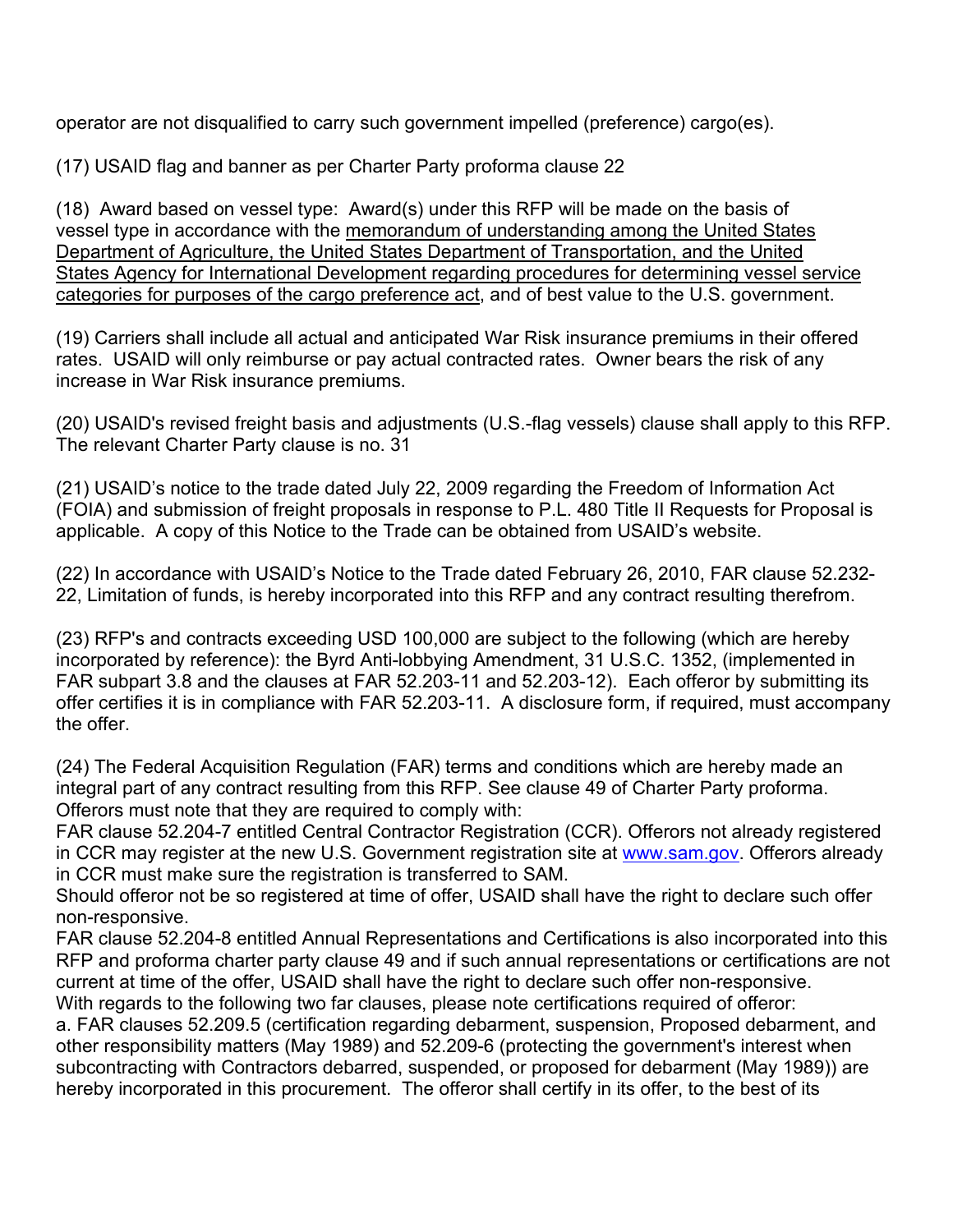operator are not disqualified to carry such government impelled (preference) cargo(es).

(17) USAID flag and banner as per Charter Party proforma clause 22

(18) Award based on vessel type: Award(s) under this RFP will be made on the basis of vessel type in accordance with the memorandum of understanding among the United States Department of Agriculture, the United States Department of Transportation, and the United States Agency for International Development regarding procedures for determining vessel service categories for purposes of the cargo preference act, and of best value to the U.S. government.

(19) Carriers shall include all actual and anticipated War Risk insurance premiums in their offered rates. USAID will only reimburse or pay actual contracted rates. Owner bears the risk of any increase in War Risk insurance premiums.

(20) USAID's revised freight basis and adjustments (U.S.-flag vessels) clause shall apply to this RFP. The relevant Charter Party clause is no. 31

(21) USAID's notice to the trade dated July 22, 2009 regarding the Freedom of Information Act (FOIA) and submission of freight proposals in response to P.L. 480 Title II Requests for Proposal is applicable. A copy of this Notice to the Trade can be obtained from USAID's website.

(22) In accordance with USAID's Notice to the Trade dated February 26, 2010, FAR clause 52.232-22, Limitation of funds, is hereby incorporated into this RFP and any contract resulting therefrom.

(23) RFP's and contracts exceeding USD 100,000 are subject to the following (which are hereby incorporated by reference): the Byrd Anti-lobbying Amendment, 31 U.S.C. 1352, (implemented in FAR subpart 3.8 and the clauses at FAR 52.203-11 and 52.203-12). Each offeror by submitting its offer certifies it is in compliance with FAR 52.203-11. A disclosure form, if required, must accompany the offer.

(24) The Federal Acquisition Regulation (FAR) terms and conditions which are hereby made an integral part of any contract resulting from this RFP. See clause 49 of Charter Party proforma. Offerors must note that they are required to comply with:
FAR clause 52.204-7 entitled Central Contractor Registration (CCR). Offerors not already registered in CCR may register at the new U.S. Government registration site at www.sam.gov. Offerors already in CCR must make sure the registration is transferred to SAM.
Should offeror not be so registered at time of offer, USAID shall have the right to declare such offer non-responsive.
FAR clause 52.204-8 entitled Annual Representations and Certifications is also incorporated into this RFP and proforma charter party clause 49 and if such annual representations or certifications are not current at time of the offer, USAID shall have the right to declare such offer non-responsive.
With regards to the following two far clauses, please note certifications required of offeror:
a. FAR clauses 52.209.5 (certification regarding debarment, suspension, Proposed debarment, and other responsibility matters (May 1989) and 52.209-6 (protecting the government's interest when subcontracting with Contractors debarred, suspended, or proposed for debarment (May 1989)) are hereby incorporated in this procurement. The offeror shall certify in its offer, to the best of its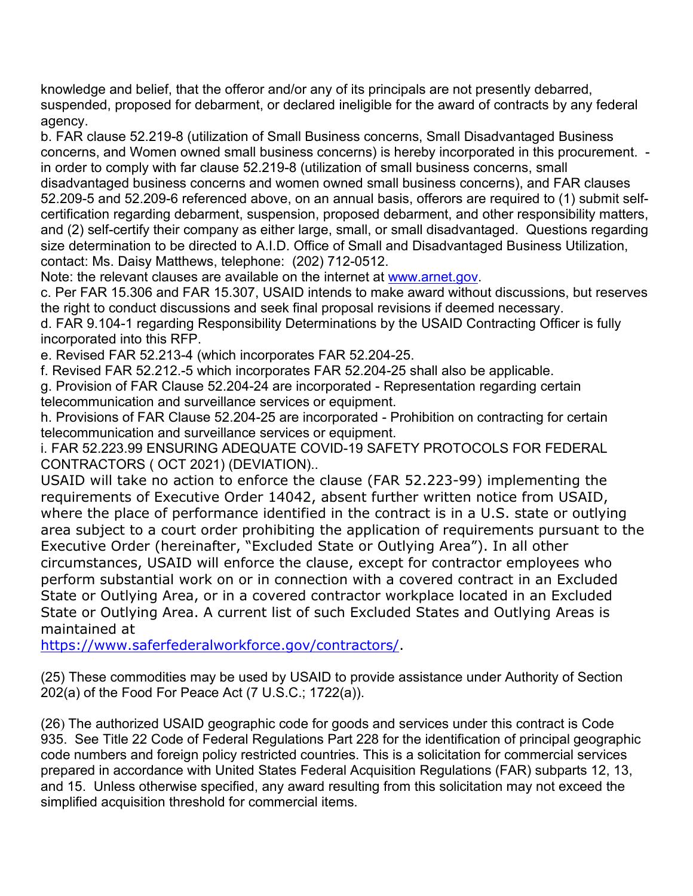knowledge and belief, that the offeror and/or any of its principals are not presently debarred, suspended, proposed for debarment, or declared ineligible for the award of contracts by any federal agency.

b. FAR clause 52.219-8 (utilization of Small Business concerns, Small Disadvantaged Business concerns, and Women owned small business concerns) is hereby incorporated in this procurement. - in order to comply with far clause 52.219-8 (utilization of small business concerns, small disadvantaged business concerns and women owned small business concerns), and FAR clauses 52.209-5 and 52.209-6 referenced above, on an annual basis, offerors are required to (1) submit self-certification regarding debarment, suspension, proposed debarment, and other responsibility matters, and (2) self-certify their company as either large, small, or small disadvantaged. Questions regarding size determination to be directed to A.I.D. Office of Small and Disadvantaged Business Utilization, contact: Ms. Daisy Matthews, telephone: (202) 712-0512.

Note: the relevant clauses are available on the internet at www.arnet.gov.

c. Per FAR 15.306 and FAR 15.307, USAID intends to make award without discussions, but reserves the right to conduct discussions and seek final proposal revisions if deemed necessary.

d. FAR 9.104-1 regarding Responsibility Determinations by the USAID Contracting Officer is fully incorporated into this RFP.

e. Revised FAR 52.213-4 (which incorporates FAR 52.204-25.

f. Revised FAR 52.212.-5 which incorporates FAR 52.204-25 shall also be applicable.

g. Provision of FAR Clause 52.204-24 are incorporated - Representation regarding certain telecommunication and surveillance services or equipment.

h. Provisions of FAR Clause 52.204-25 are incorporated - Prohibition on contracting for certain telecommunication and surveillance services or equipment.

i. FAR 52.223.99 ENSURING ADEQUATE COVID-19 SAFETY PROTOCOLS FOR FEDERAL CONTRACTORS ( OCT 2021) (DEVIATION)..

USAID will take no action to enforce the clause (FAR 52.223-99) implementing the requirements of Executive Order 14042, absent further written notice from USAID, where the place of performance identified in the contract is in a U.S. state or outlying area subject to a court order prohibiting the application of requirements pursuant to the Executive Order (hereinafter, "Excluded State or Outlying Area"). In all other circumstances, USAID will enforce the clause, except for contractor employees who perform substantial work on or in connection with a covered contract in an Excluded State or Outlying Area, or in a covered contractor workplace located in an Excluded State or Outlying Area. A current list of such Excluded States and Outlying Areas is maintained at https://www.saferfederalworkforce.gov/contractors/.

(25) These commodities may be used by USAID to provide assistance under Authority of Section 202(a) of the Food For Peace Act (7 U.S.C.; 1722(a)).

(26) The authorized USAID geographic code for goods and services under this contract is Code 935. See Title 22 Code of Federal Regulations Part 228 for the identification of principal geographic code numbers and foreign policy restricted countries. This is a solicitation for commercial services prepared in accordance with United States Federal Acquisition Regulations (FAR) subparts 12, 13, and 15. Unless otherwise specified, any award resulting from this solicitation may not exceed the simplified acquisition threshold for commercial items.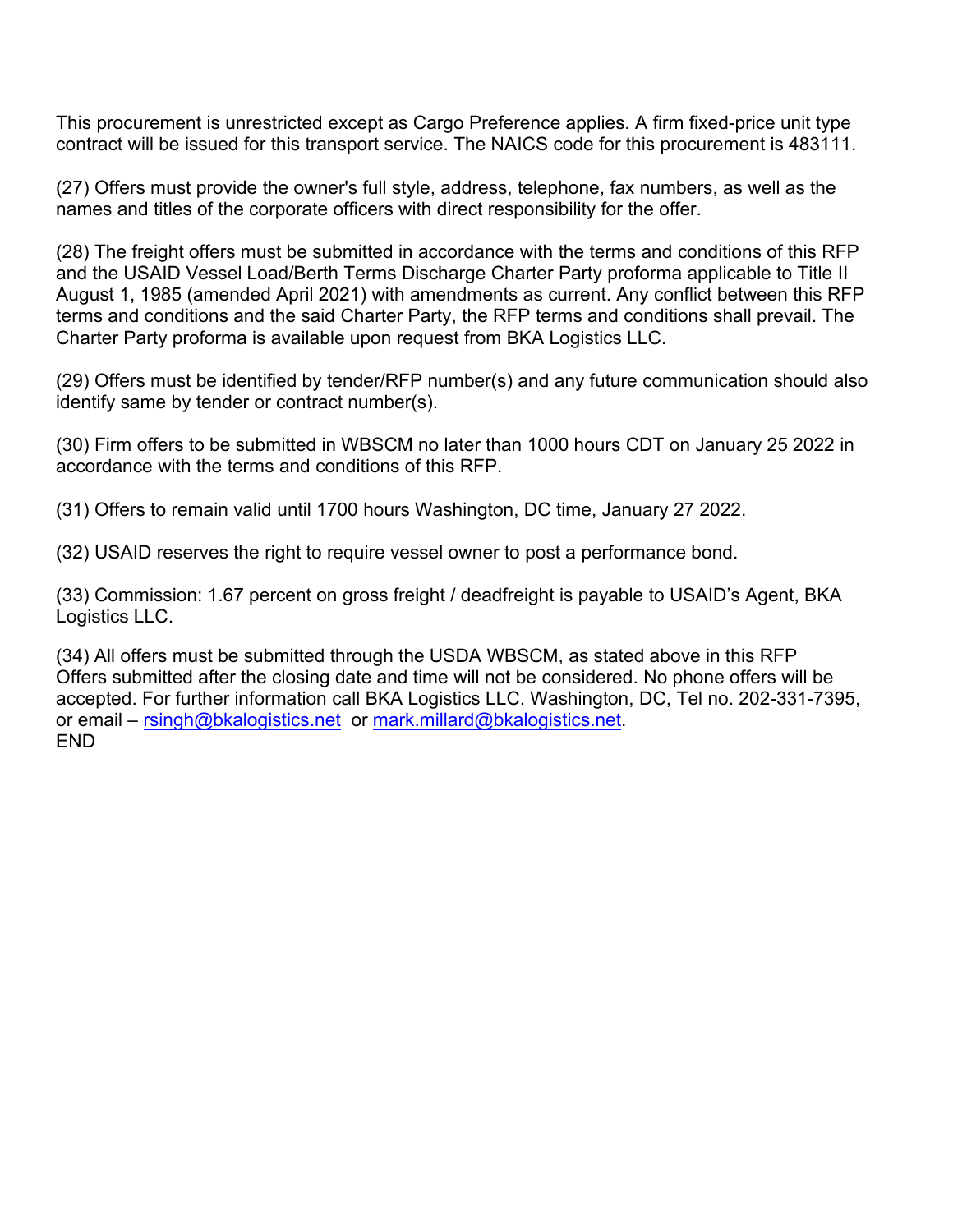This procurement is unrestricted except as Cargo Preference applies. A firm fixed-price unit type contract will be issued for this transport service. The NAICS code for this procurement is 483111.

(27) Offers must provide the owner's full style, address, telephone, fax numbers, as well as the names and titles of the corporate officers with direct responsibility for the offer.

(28) The freight offers must be submitted in accordance with the terms and conditions of this RFP and the USAID Vessel Load/Berth Terms Discharge Charter Party proforma applicable to Title II August 1, 1985 (amended April 2021) with amendments as current. Any conflict between this RFP terms and conditions and the said Charter Party, the RFP terms and conditions shall prevail. The Charter Party proforma is available upon request from BKA Logistics LLC.

(29) Offers must be identified by tender/RFP number(s) and any future communication should also identify same by tender or contract number(s).

(30) Firm offers to be submitted in WBSCM no later than 1000 hours CDT on January 25 2022 in accordance with the terms and conditions of this RFP.

(31) Offers to remain valid until 1700 hours Washington, DC time, January 27 2022.

(32) USAID reserves the right to require vessel owner to post a performance bond.

(33) Commission: 1.67 percent on gross freight / deadfreight is payable to USAID's Agent, BKA Logistics LLC.

(34) All offers must be submitted through the USDA WBSCM, as stated above in this RFP Offers submitted after the closing date and time will not be considered. No phone offers will be accepted. For further information call BKA Logistics LLC. Washington, DC, Tel no. 202-331-7395, or email – rsingh@bkalogistics.net or mark.millard@bkalogistics.net.
END